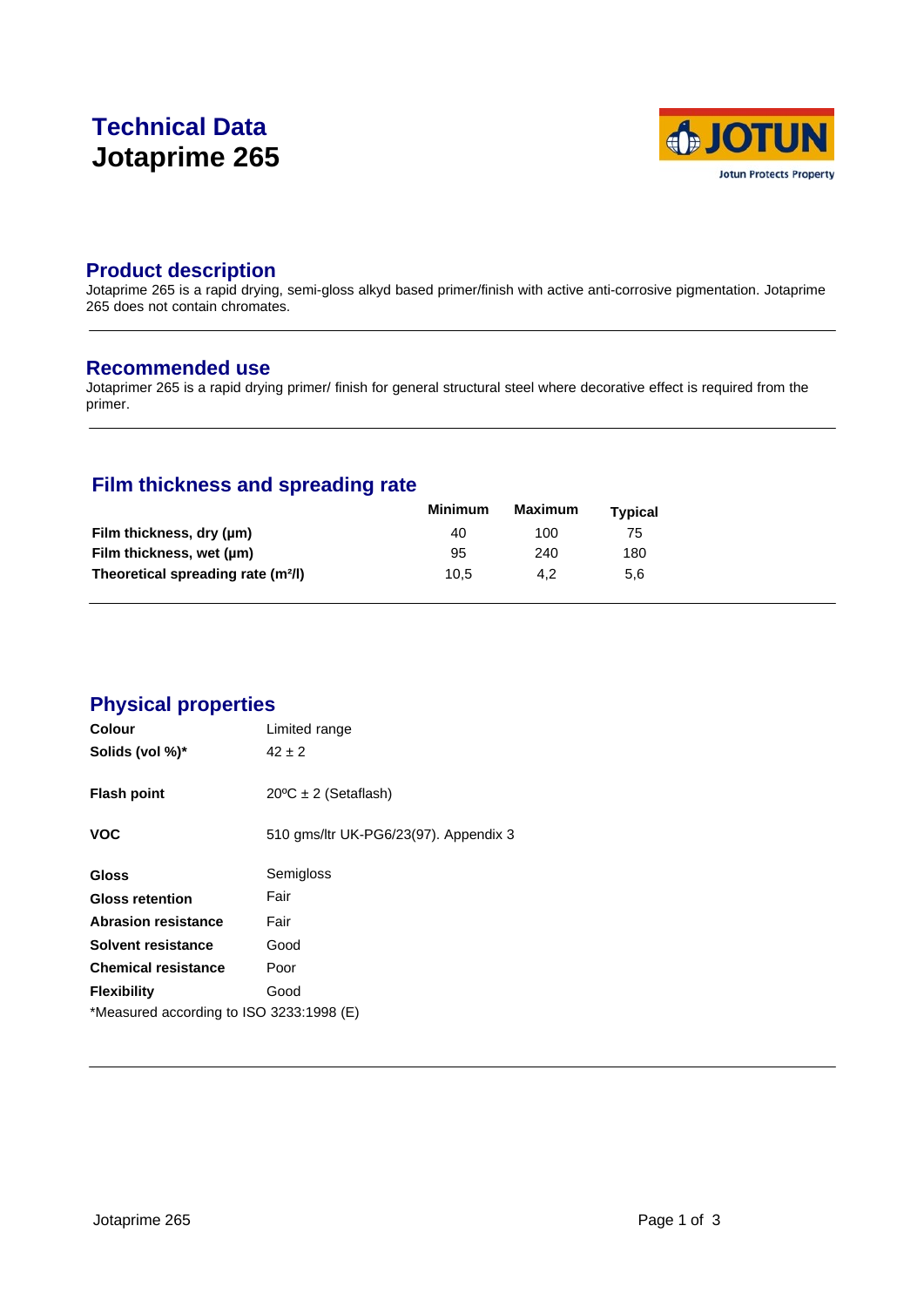# Technical Data
# Jotaprime 265

## Product description

Jotaprime 265 is a rapid drying, semi-gloss alkyd based primer/finish with active anti-corrosive pigmentation. Jotaprime 265 does not contain chromates.

## Recommended use

Jotaprimer 265 is a rapid drying primer/ finish for general structural steel where decorative effect is required from the primer.

## Film thickness and spreading rate

| | Minimum | Maximum | Typical |
|---|---|---|---|
| **Film thickness, dry (µm)** | 40 | 100 | 75 |
| **Film thickness, wet (µm)** | 95 | 240 | 180 |
| **Theoretical spreading rate (m²/l)** | 10,5 | 4,2 | 5,6 |

## Physical properties

| | |
|---|---|
| **Colour** | Limited range |
| **Solids (vol %)*** | 42 ± 2 |
| **Flash point** | 20ºC ± 2 (Setaflash) |
| **VOC** | 510 gms/ltr UK-PG6/23(97). Appendix 3 |
| **Gloss** | Semigloss |
| **Gloss retention** | Fair |
| **Abrasion resistance** | Fair |
| **Solvent resistance** | Good |
| **Chemical resistance** | Poor |
| **Flexibility** | Good |

*Measured according to ISO 3233:1998 (E)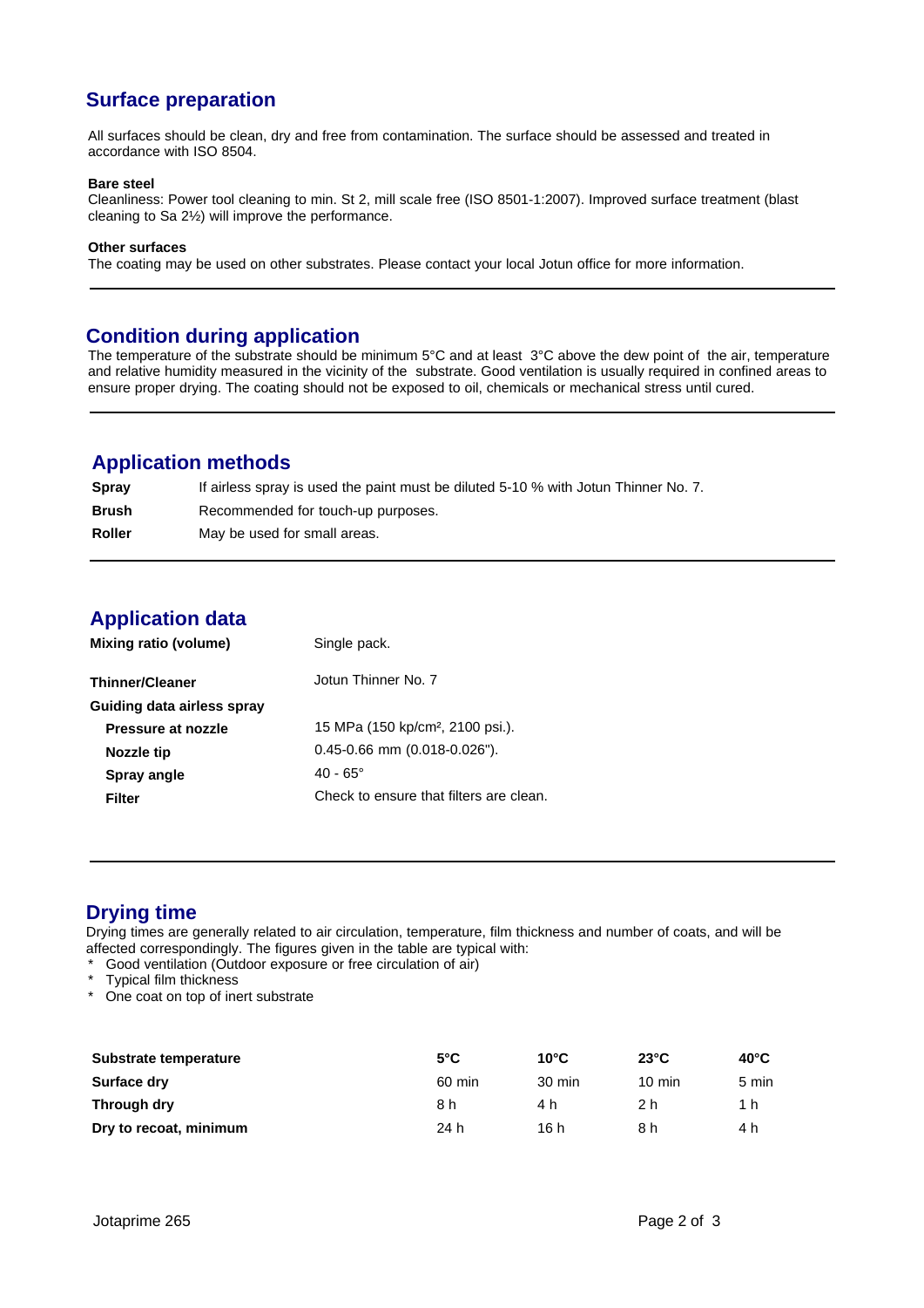## Surface preparation

All surfaces should be clean, dry and free from contamination. The surface should be assessed and treated in accordance with ISO 8504.

**Bare steel**
Cleanliness: Power tool cleaning to min. St 2, mill scale free (ISO 8501-1:2007). Improved surface treatment (blast cleaning to Sa 2½) will improve the performance.

**Other surfaces**
The coating may be used on other substrates. Please contact your local Jotun office for more information.

## Condition during application

The temperature of the substrate should be minimum 5°C and at least 3°C above the dew point of the air, temperature and relative humidity measured in the vicinity of the substrate. Good ventilation is usually required in confined areas to ensure proper drying. The coating should not be exposed to oil, chemicals or mechanical stress until cured.

## Application methods

| | |
|---|---|
| **Spray** | If airless spray is used the paint must be diluted 5-10 % with Jotun Thinner No. 7. |
| **Brush** | Recommended for touch-up purposes. |
| **Roller** | May be used for small areas. |

## Application data

| | |
|---|---|
| **Mixing ratio (volume)** | Single pack. |
| **Thinner/Cleaner** | Jotun Thinner No. 7 |
| **Guiding data airless spray** | |
| **Pressure at nozzle** | 15 MPa (150 kp/cm², 2100 psi.). |
| **Nozzle tip** | 0.45-0.66 mm (0.018-0.026"). |
| **Spray angle** | 40 - 65° |
| **Filter** | Check to ensure that filters are clean. |

## Drying time

Drying times are generally related to air circulation, temperature, film thickness and number of coats, and will be affected correspondingly. The figures given in the table are typical with:

* Good ventilation (Outdoor exposure or free circulation of air)
* Typical film thickness
* One coat on top of inert substrate

| Substrate temperature | 5°C | 10°C | 23°C | 40°C |
|---|---|---|---|---|
| **Surface dry** | 60 min | 30 min | 10 min | 5 min |
| **Through dry** | 8 h | 4 h | 2 h | 1 h |
| **Dry to recoat, minimum** | 24 h | 16 h | 8 h | 4 h |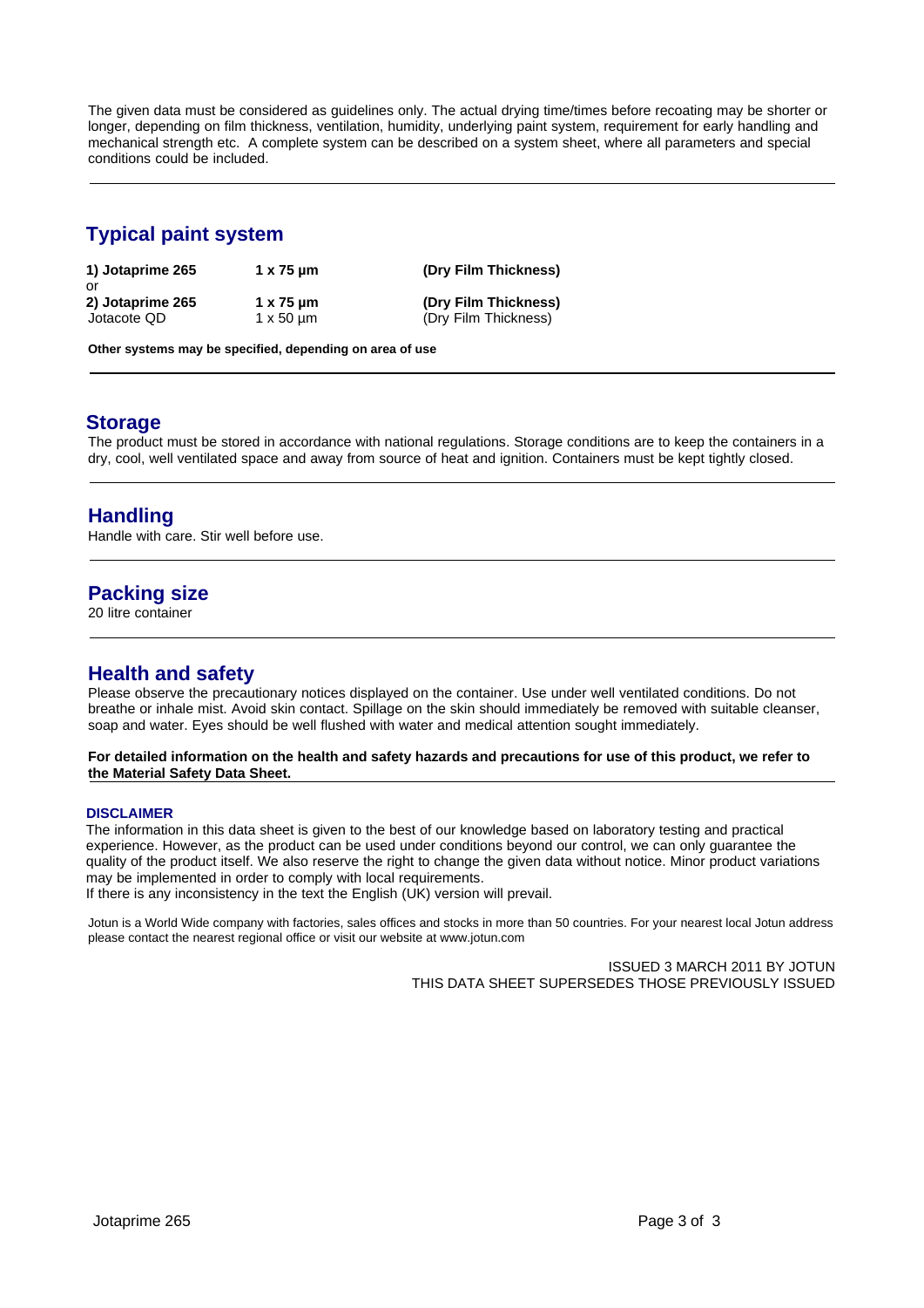The given data must be considered as guidelines only. The actual drying time/times before recoating may be shorter or longer, depending on film thickness, ventilation, humidity, underlying paint system, requirement for early handling and mechanical strength etc. A complete system can be described on a system sheet, where all parameters and special conditions could be included.

## Typical paint system

| | | |
|---|---|---|
| **1) Jotaprime 265** | **1 x 75 µm** | **(Dry Film Thickness)** |
| or | | |
| **2) Jotaprime 265** | **1 x 75 µm** | **(Dry Film Thickness)** |
| Jotacote QD | 1 x 50 µm | (Dry Film Thickness) |

**Other systems may be specified, depending on area of use**

## Storage

The product must be stored in accordance with national regulations. Storage conditions are to keep the containers in a dry, cool, well ventilated space and away from source of heat and ignition. Containers must be kept tightly closed.

## Handling

Handle with care. Stir well before use.

## Packing size

20 litre container

## Health and safety

Please observe the precautionary notices displayed on the container. Use under well ventilated conditions. Do not breathe or inhale mist. Avoid skin contact. Spillage on the skin should immediately be removed with suitable cleanser, soap and water. Eyes should be well flushed with water and medical attention sought immediately.

**For detailed information on the health and safety hazards and precautions for use of this product, we refer to the Material Safety Data Sheet.**

**DISCLAIMER**

The information in this data sheet is given to the best of our knowledge based on laboratory testing and practical experience. However, as the product can be used under conditions beyond our control, we can only guarantee the quality of the product itself. We also reserve the right to change the given data without notice. Minor product variations may be implemented in order to comply with local requirements.
If there is any inconsistency in the text the English (UK) version will prevail.

Jotun is a World Wide company with factories, sales offices and stocks in more than 50 countries. For your nearest local Jotun address please contact the nearest regional office or visit our website at www.jotun.com

ISSUED 3 MARCH 2011 BY JOTUN
THIS DATA SHEET SUPERSEDES THOSE PREVIOUSLY ISSUED